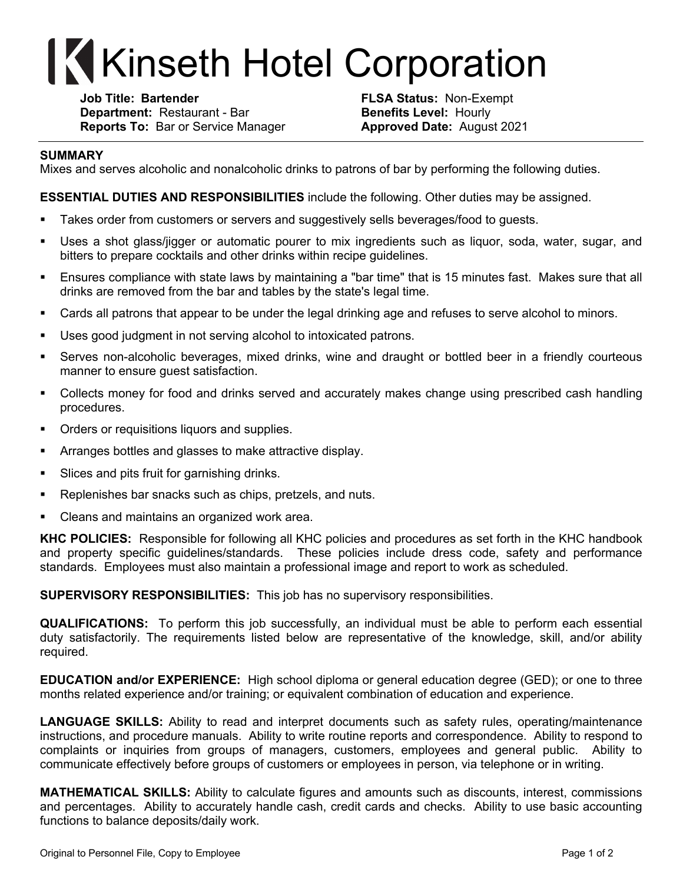# Kinseth Hotel Corporation

**Job Title: Bartender**
**Department:** Restaurant - Bar
**Reports To:** Bar or Service Manager

**FLSA Status:** Non-Exempt
**Benefits Level:** Hourly
**Approved Date:** August 2021

---

**SUMMARY**
Mixes and serves alcoholic and nonalcoholic drinks to patrons of bar by performing the following duties.

**ESSENTIAL DUTIES AND RESPONSIBILITIES** include the following. Other duties may be assigned.

- Takes order from customers or servers and suggestively sells beverages/food to guests.
- Uses a shot glass/jigger or automatic pourer to mix ingredients such as liquor, soda, water, sugar, and bitters to prepare cocktails and other drinks within recipe guidelines.
- Ensures compliance with state laws by maintaining a "bar time" that is 15 minutes fast. Makes sure that all drinks are removed from the bar and tables by the state's legal time.
- Cards all patrons that appear to be under the legal drinking age and refuses to serve alcohol to minors.
- Uses good judgment in not serving alcohol to intoxicated patrons.
- Serves non-alcoholic beverages, mixed drinks, wine and draught or bottled beer in a friendly courteous manner to ensure guest satisfaction.
- Collects money for food and drinks served and accurately makes change using prescribed cash handling procedures.
- Orders or requisitions liquors and supplies.
- Arranges bottles and glasses to make attractive display.
- Slices and pits fruit for garnishing drinks.
- Replenishes bar snacks such as chips, pretzels, and nuts.
- Cleans and maintains an organized work area.

**KHC POLICIES:** Responsible for following all KHC policies and procedures as set forth in the KHC handbook and property specific guidelines/standards. These policies include dress code, safety and performance standards. Employees must also maintain a professional image and report to work as scheduled.

**SUPERVISORY RESPONSIBILITIES:** This job has no supervisory responsibilities.

**QUALIFICATIONS:** To perform this job successfully, an individual must be able to perform each essential duty satisfactorily. The requirements listed below are representative of the knowledge, skill, and/or ability required.

**EDUCATION and/or EXPERIENCE:** High school diploma or general education degree (GED); or one to three months related experience and/or training; or equivalent combination of education and experience.

**LANGUAGE SKILLS:** Ability to read and interpret documents such as safety rules, operating/maintenance instructions, and procedure manuals. Ability to write routine reports and correspondence. Ability to respond to complaints or inquiries from groups of managers, customers, employees and general public. Ability to communicate effectively before groups of customers or employees in person, via telephone or in writing.

**MATHEMATICAL SKILLS:** Ability to calculate figures and amounts such as discounts, interest, commissions and percentages. Ability to accurately handle cash, credit cards and checks. Ability to use basic accounting functions to balance deposits/daily work.

Original to Personnel File, Copy to Employee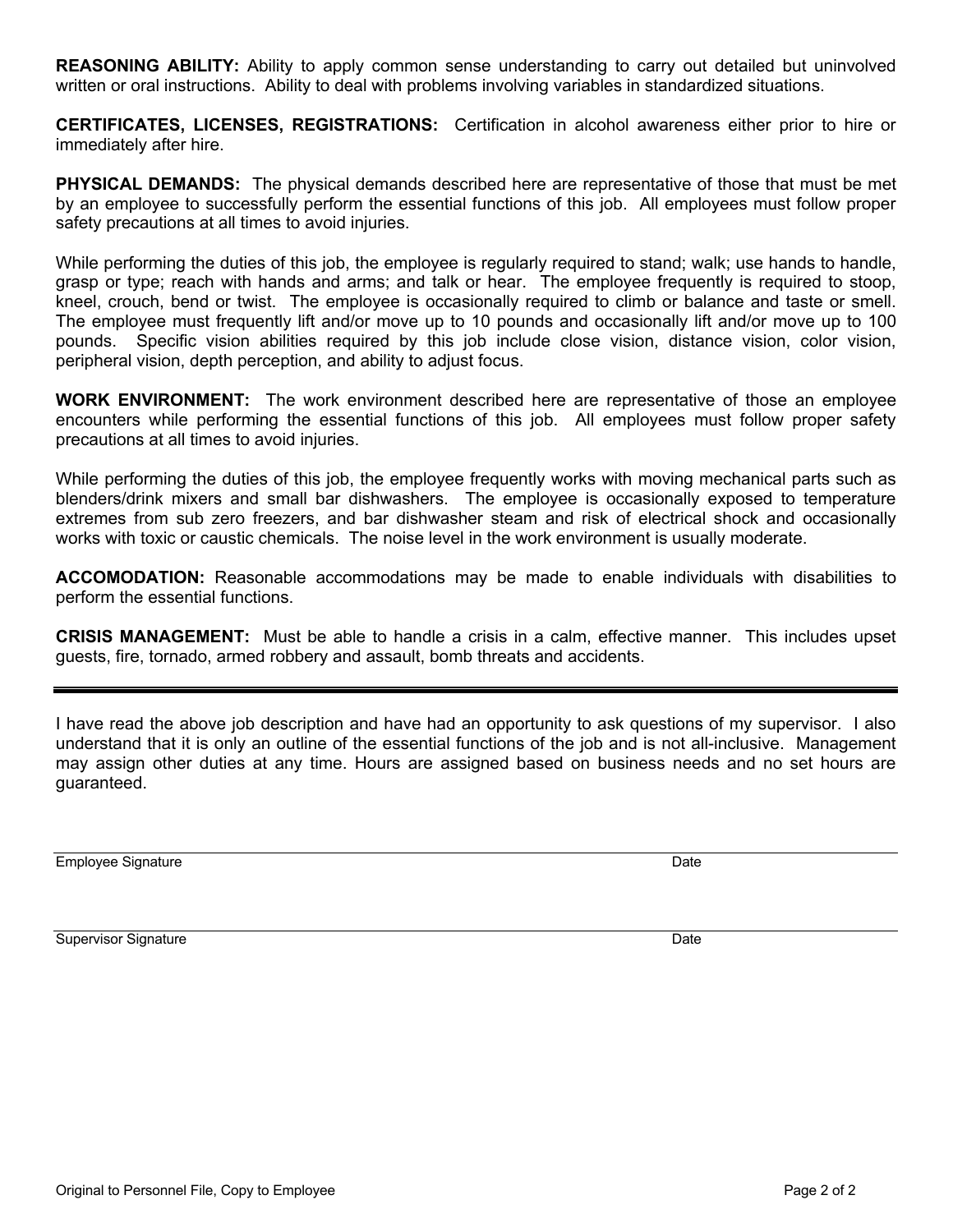**REASONING ABILITY:** Ability to apply common sense understanding to carry out detailed but uninvolved written or oral instructions. Ability to deal with problems involving variables in standardized situations.

**CERTIFICATES, LICENSES, REGISTRATIONS:** Certification in alcohol awareness either prior to hire or immediately after hire.

**PHYSICAL DEMANDS:** The physical demands described here are representative of those that must be met by an employee to successfully perform the essential functions of this job. All employees must follow proper safety precautions at all times to avoid injuries.

While performing the duties of this job, the employee is regularly required to stand; walk; use hands to handle, grasp or type; reach with hands and arms; and talk or hear. The employee frequently is required to stoop, kneel, crouch, bend or twist. The employee is occasionally required to climb or balance and taste or smell. The employee must frequently lift and/or move up to 10 pounds and occasionally lift and/or move up to 100 pounds. Specific vision abilities required by this job include close vision, distance vision, color vision, peripheral vision, depth perception, and ability to adjust focus.

**WORK ENVIRONMENT:** The work environment described here are representative of those an employee encounters while performing the essential functions of this job. All employees must follow proper safety precautions at all times to avoid injuries.

While performing the duties of this job, the employee frequently works with moving mechanical parts such as blenders/drink mixers and small bar dishwashers. The employee is occasionally exposed to temperature extremes from sub zero freezers, and bar dishwasher steam and risk of electrical shock and occasionally works with toxic or caustic chemicals. The noise level in the work environment is usually moderate.

**ACCOMODATION:** Reasonable accommodations may be made to enable individuals with disabilities to perform the essential functions.

**CRISIS MANAGEMENT:** Must be able to handle a crisis in a calm, effective manner. This includes upset guests, fire, tornado, armed robbery and assault, bomb threats and accidents.

---

I have read the above job description and have had an opportunity to ask questions of my supervisor. I also understand that it is only an outline of the essential functions of the job and is not all-inclusive. Management may assign other duties at any time. Hours are assigned based on business needs and no set hours are guaranteed.

Employee Signature ______________________ Date ____________

Supervisor Signature ______________________ Date ____________

Original to Personnel File, Copy to Employee